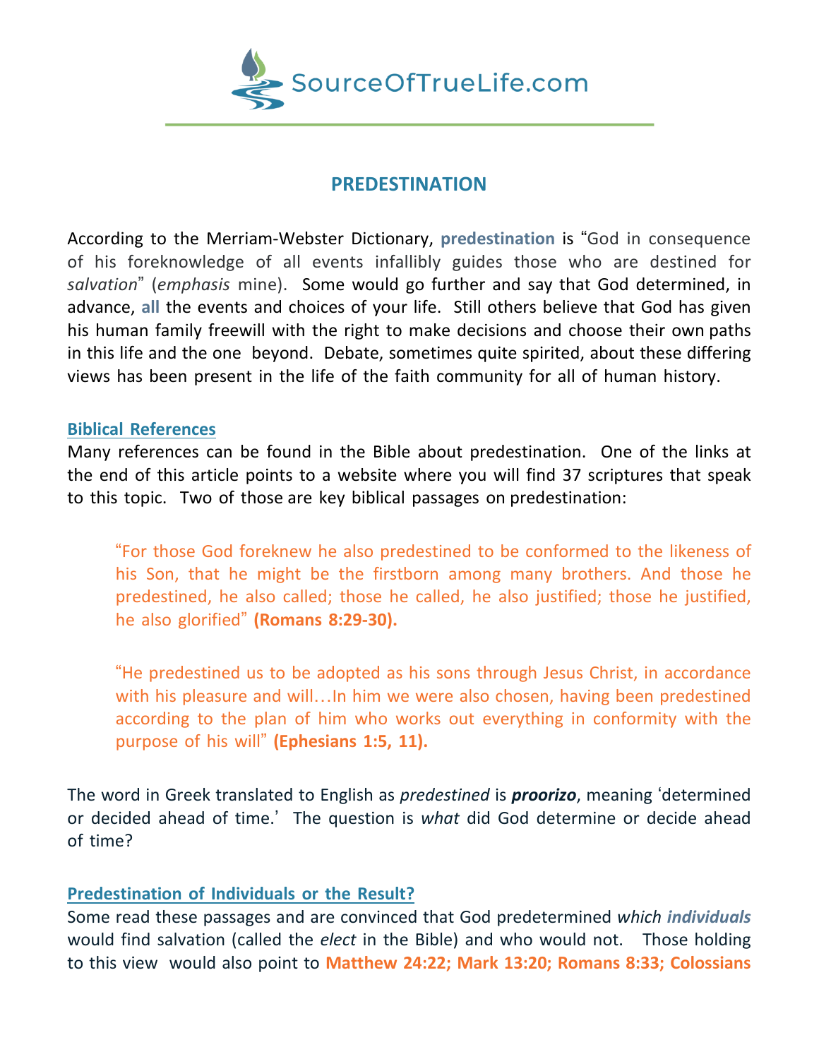SourceOfTrueLife.com

# PREDESTINATION

According to the Merriam-Webster Dictionary, **predestination** is "God in consequence of his foreknowledge of all events infallibly guides those who are destined for *salvation*" (*emphasis* mine). Some would go further and say that God determined, in advance, **all** the events and choices of your life. Still others believe that God has given his human family freewill with the right to make decisions and choose their own paths in this life and the one beyond. Debate, sometimes quite spirited, about these differing views has been present in the life of the faith community for all of human history.

## Biblical References

Many references can be found in the Bible about predestination. One of the links at the end of this article points to a website where you will find 37 scriptures that speak to this topic. Two of those are key biblical passages on predestination:

> "For those God foreknew he also predestined to be conformed to the likeness of his Son, that he might be the firstborn among many brothers. And those he predestined, he also called; those he called, he also justified; those he justified, he also glorified" **(Romans 8:29-30).**

> "He predestined us to be adopted as his sons through Jesus Christ, in accordance with his pleasure and will…In him we were also chosen, having been predestined according to the plan of him who works out everything in conformity with the purpose of his will" **(Ephesians 1:5, 11).**

The word in Greek translated to English as *predestined* is ***proorizo***, meaning 'determined or decided ahead of time.' The question is *what* did God determine or decide ahead of time?

## Predestination of Individuals or the Result?

Some read these passages and are convinced that God predetermined *which* ***individuals*** would find salvation (called the *elect* in the Bible) and who would not. Those holding to this view would also point to **Matthew 24:22; Mark 13:20; Romans 8:33; Colossians**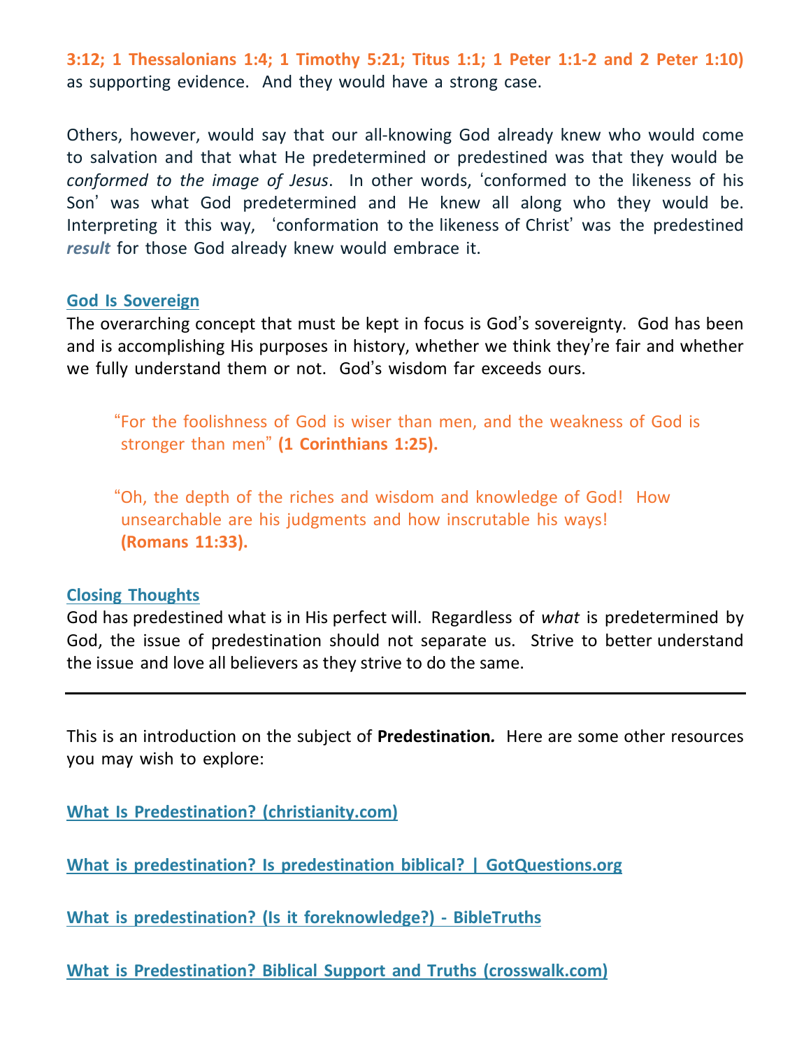**3:12; 1 Thessalonians 1:4; 1 Timothy 5:21; Titus 1:1; 1 Peter 1:1-2 and 2 Peter 1:10)** as supporting evidence. And they would have a strong case.

Others, however, would say that our all-knowing God already knew who would come to salvation and that what He predetermined or predestined was that they would be *conformed to the image of Jesus*. In other words, 'conformed to the likeness of his Son' was what God predetermined and He knew all along who they would be. Interpreting it this way, 'conformation to the likeness of Christ' was the predestined ***result*** for those God already knew would embrace it.

## God Is Sovereign

The overarching concept that must be kept in focus is God's sovereignty. God has been and is accomplishing His purposes in history, whether we think they're fair and whether we fully understand them or not. God's wisdom far exceeds ours.

> "For the foolishness of God is wiser than men, and the weakness of God is stronger than men" **(1 Corinthians 1:25).**

> "Oh, the depth of the riches and wisdom and knowledge of God! How unsearchable are his judgments and how inscrutable his ways! **(Romans 11:33).**

## Closing Thoughts

God has predestined what is in His perfect will. Regardless of *what* is predetermined by God, the issue of predestination should not separate us. Strive to better understand the issue and love all believers as they strive to do the same.

---

This is an introduction on the subject of **Predestination.** Here are some other resources you may wish to explore:

**What Is Predestination? (christianity.com)**

**What is predestination? Is predestination biblical? | GotQuestions.org**

**What is predestination? (Is it foreknowledge?) - BibleTruths**

**What is Predestination? Biblical Support and Truths (crosswalk.com)**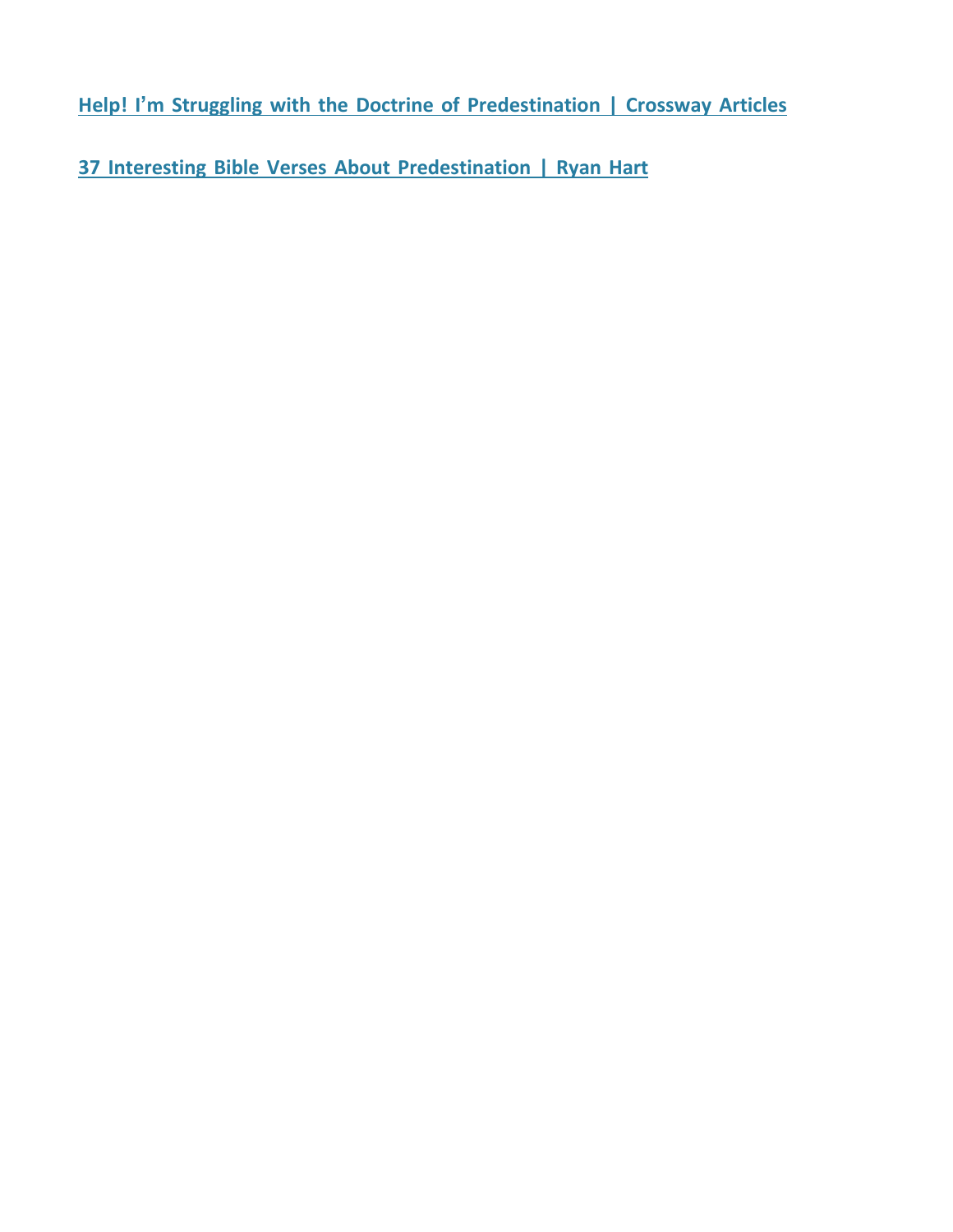**Help! I'm Struggling with the Doctrine of Predestination | Crossway Articles**

**37 Interesting Bible Verses About Predestination | Ryan Hart**